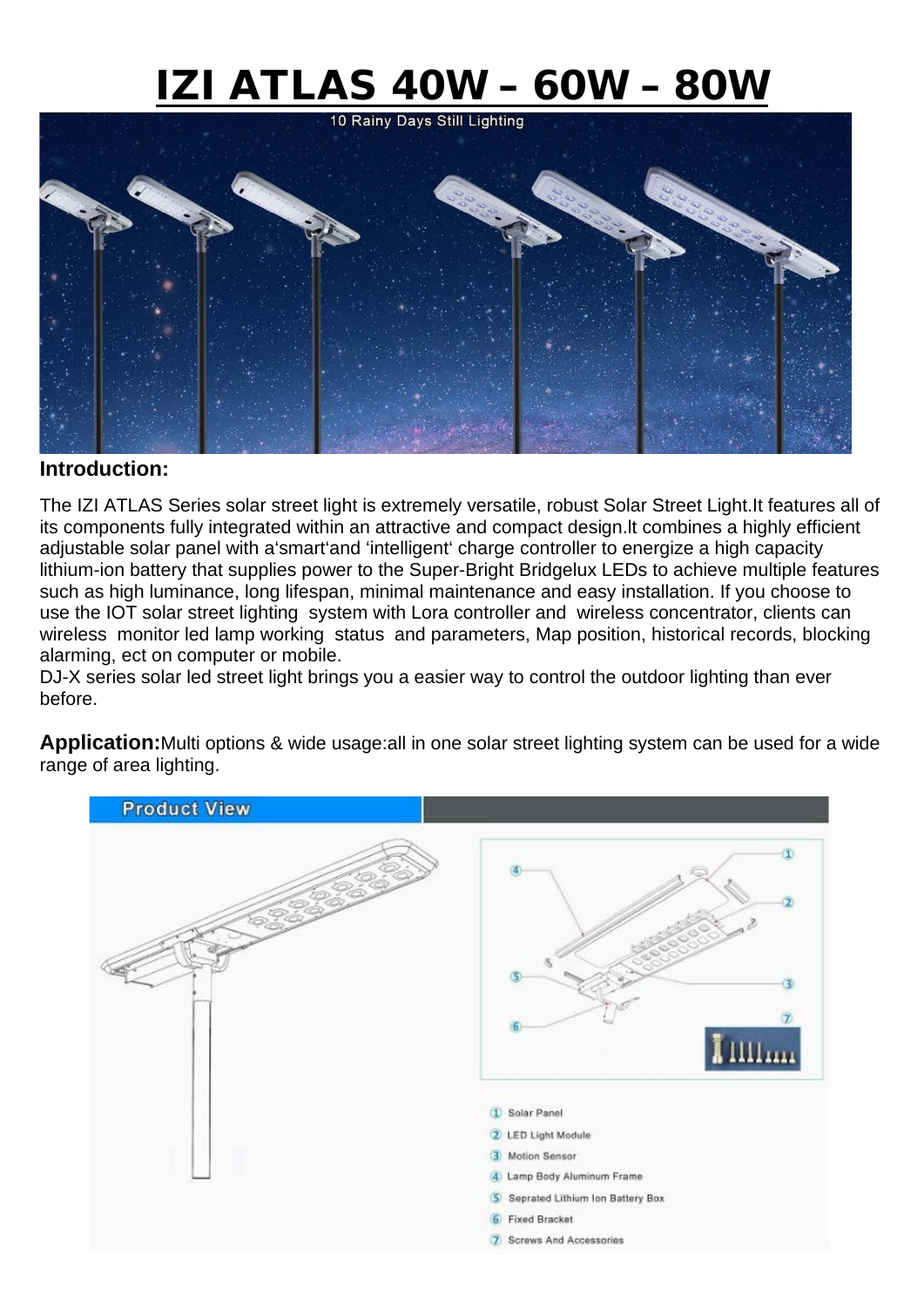# IZI ATLAS 40W – 60W – 80W

**Introduction:**

The IZI ATLAS Series solar street light is extremely versatile, robust Solar Street Light.It features all of its components fully integrated within an attractive and compact design.It combines a highly efficient adjustable solar panel with a‘smart‘and ‘intelligent‘ charge controller to energize a high capacity lithium-ion battery that supplies power to the Super-Bright Bridgelux LEDs to achieve multiple features such as high luminance, long lifespan, minimal maintenance and easy installation. If you choose to use the IOT solar street lighting system with Lora controller and wireless concentrator, clients can wireless monitor led lamp working status and parameters, Map position, historical records, blocking alarming, ect on computer or mobile.
DJ-X series solar led street light brings you a easier way to control the outdoor lighting than ever before.

**Application:** Multi options & wide usage:all in one solar street lighting system can be used for a wide range of area lighting.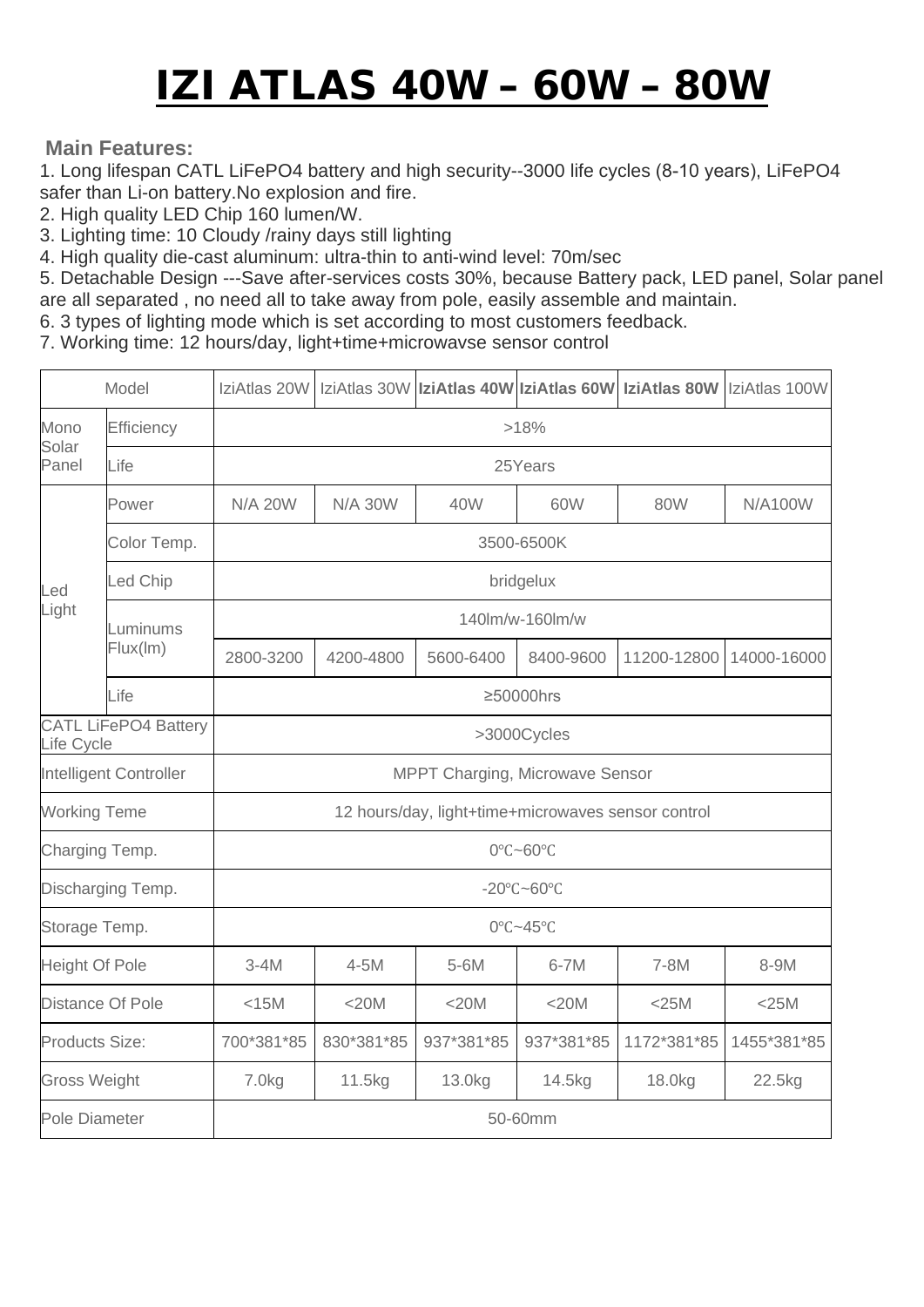# IZI ATLAS 40W – 60W – 80W

**Main Features:**

1. Long lifespan CATL LiFePO4 battery and high security--3000 life cycles (8-10 years), LiFePO4 safer than Li-on battery.No explosion and fire.
2. High quality LED Chip 160 lumen/W.
3. Lighting time: 10 Cloudy /rainy days still lighting
4. High quality die-cast aluminum: ultra-thin to anti-wind level: 70m/sec
5. Detachable Design ---Save after-services costs 30%, because Battery pack, LED panel, Solar panel are all separated , no need all to take away from pole, easily assemble and maintain.
6. 3 types of lighting mode which is set according to most customers feedback.
7. Working time: 12 hours/day, light+time+microwavse sensor control

| Model | | IziAtlas 20W | IziAtlas 30W | **IziAtlas 40W** | **IziAtlas 60W** | **IziAtlas 80W** | IziAtlas 100W |
|---|---|---|---|---|---|---|---|
| Mono Solar Panel | Efficiency | >18% | | | | | |
| | Life | 25Years | | | | | |
| Led Light | Power | N/A 20W | N/A 30W | 40W | 60W | 80W | N/A100W |
| | Color Temp. | 3500-6500K | | | | | |
| | Led Chip | bridgelux | | | | | |
| | Luminums Flux(lm) | 140lm/w-160lm/w | | | | | |
| | | 2800-3200 | 4200-4800 | 5600-6400 | 8400-9600 | 11200-12800 | 14000-16000 |
| | Life | ≥50000hrs | | | | | |
| CATL LiFePO4 Battery Life Cycle | | >3000Cycles | | | | | |
| Intelligent Controller | | MPPT Charging, Microwave Sensor | | | | | |
| Working Teme | | 12 hours/day, light+time+microwaves sensor control | | | | | |
| Charging Temp. | | 0℃~60℃ | | | | | |
| Discharging Temp. | | -20℃~60℃ | | | | | |
| Storage Temp. | | 0℃~45℃ | | | | | |
| Height Of Pole | | 3-4M | 4-5M | 5-6M | 6-7M | 7-8M | 8-9M |
| Distance Of Pole | | <15M | <20M | <20M | <20M | <25M | <25M |
| Products Size: | | 700*381*85 | 830*381*85 | 937*381*85 | 937*381*85 | 1172*381*85 | 1455*381*85 |
| Gross Weight | | 7.0kg | 11.5kg | 13.0kg | 14.5kg | 18.0kg | 22.5kg |
| Pole Diameter | | 50-60mm | | | | | |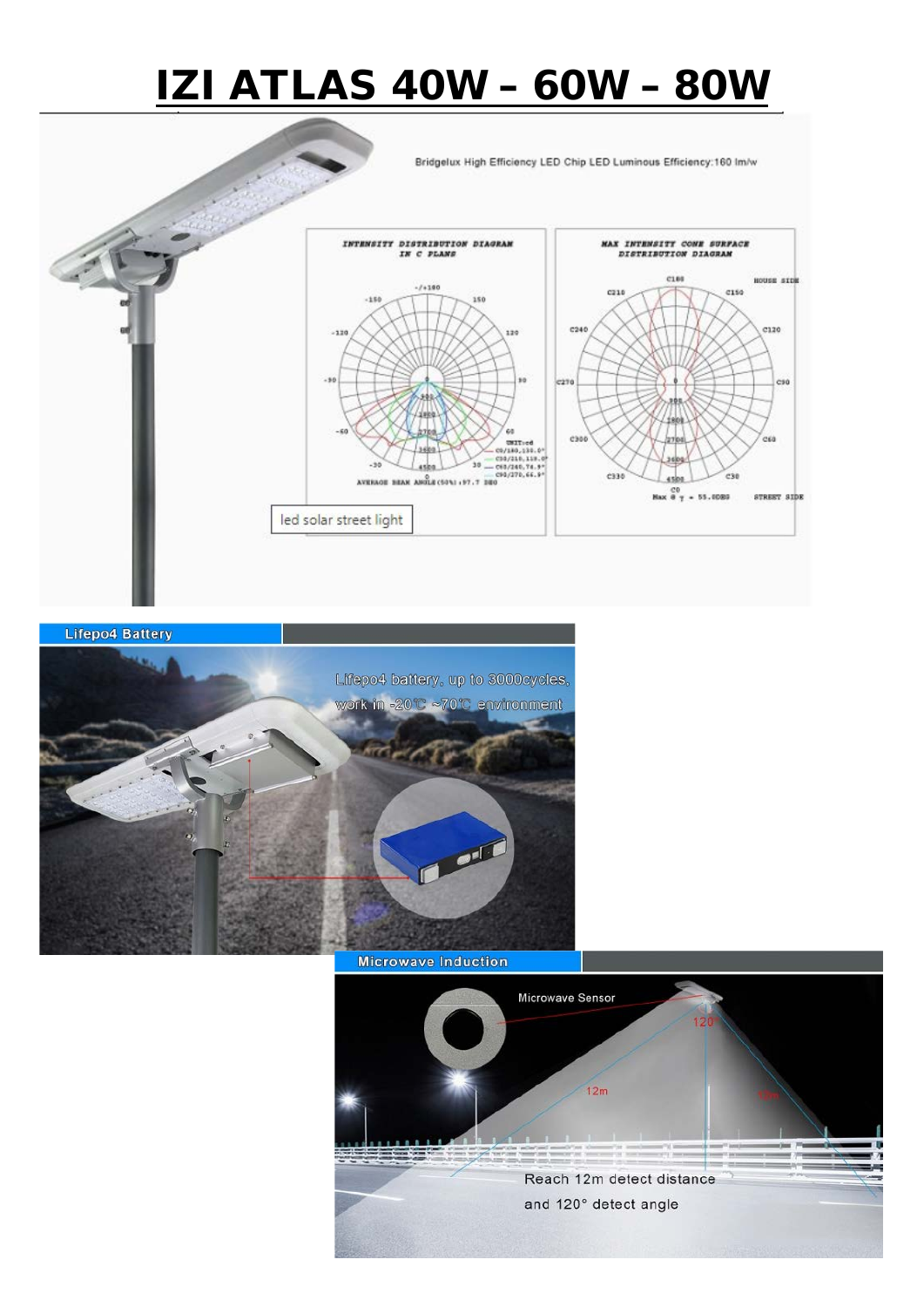# IZI ATLAS 40W – 60W – 80W

Bridgelux High Efficiency LED Chip LED Luminous Efficiency:160 lm/w

INTENSITY DISTRIBUTION DIAGRAM IN C PLANE

MAX INTENSITY CONE SURFACE DISTRIBUTION DIAGRAM

led solar street light

**Lifepo4 Battery**

Lifepo4 battery, up to 3000cycles, work in -20℃ ~70℃ environment

**Microwave Induction**

Microwave Sensor

Reach 12m detect distance and 120° detect angle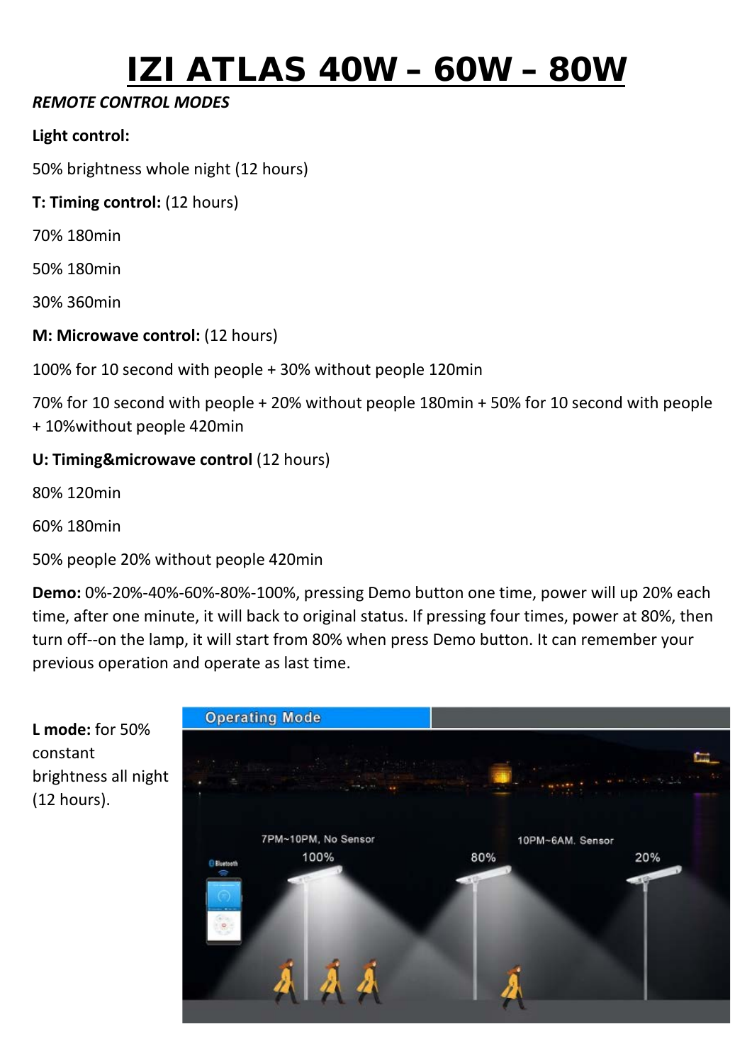# IZI ATLAS 40W – 60W – 80W

*REMOTE CONTROL MODES*

**Light control:**

50% brightness whole night (12 hours)

**T: Timing control:** (12 hours)

70% 180min

50% 180min

30% 360min

**M: Microwave control:** (12 hours)

100% for 10 second with people + 30% without people 120min

70% for 10 second with people + 20% without people 180min + 50% for 10 second with people + 10%without people 420min

**U: Timing&microwave control** (12 hours)

80% 120min

60% 180min

50% people 20% without people 420min

**Demo:** 0%-20%-40%-60%-80%-100%, pressing Demo button one time, power will up 20% each time, after one minute, it will back to original status. If pressing four times, power at 80%, then turn off--on the lamp, it will start from 80% when press Demo button. It can remember your previous operation and operate as last time.

**L mode:** for 50% constant brightness all night (12 hours).

Operating Mode

7PM~10PM, No Sensor

10PM~6AM. Sensor

100%

80%

20%

Bluetooth